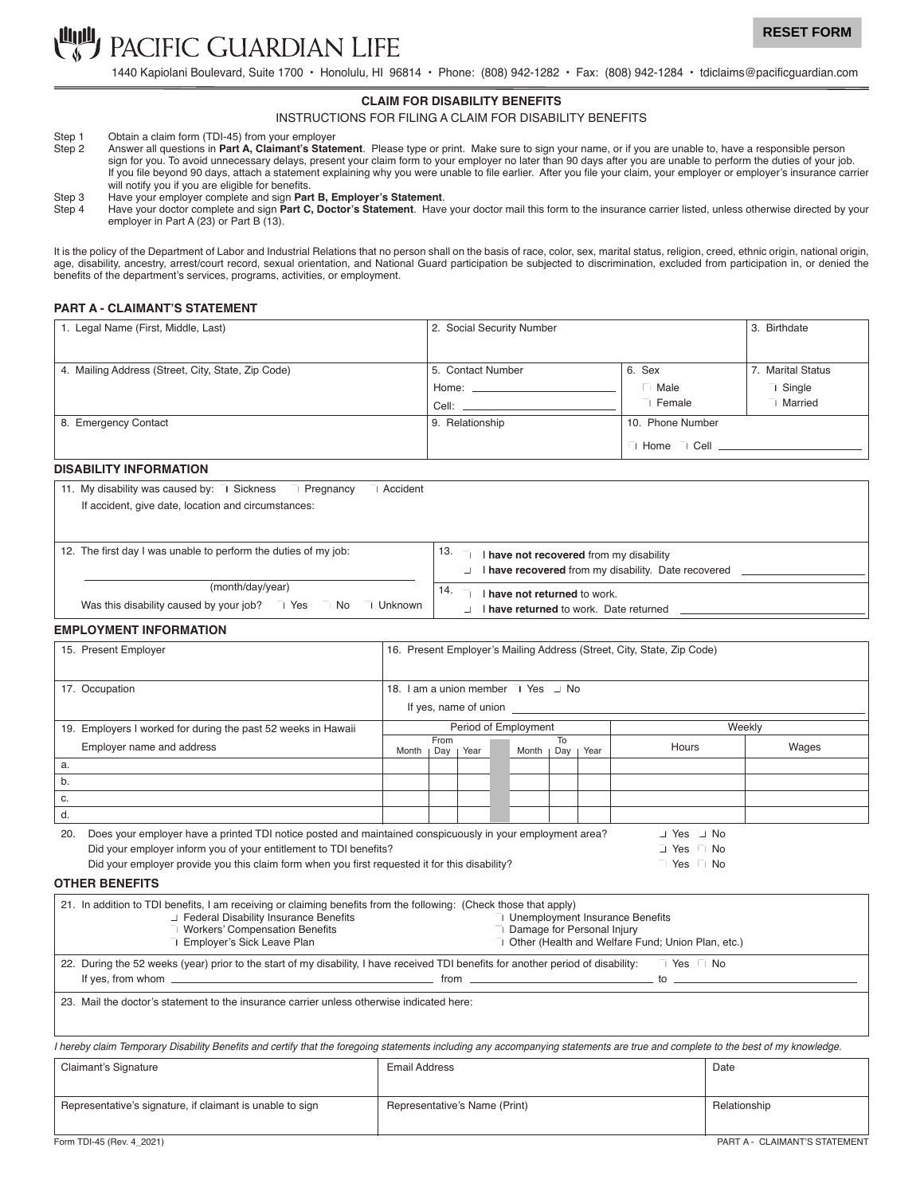# PACIFIC GUARDIAN LIFE

RESET FORM

1440 Kapiolani Boulevard, Suite 1700 • Honolulu, HI 96814 • Phone: (808) 942-1282 • Fax: (808) 942-1284 • tdiclaims@pacificguardian.com

## CLAIM FOR DISABILITY BENEFITS

INSTRUCTIONS FOR FILING A CLAIM FOR DISABILITY BENEFITS

Step 1 Obtain a claim form (TDI-45) from your employer

Step 2 Answer all questions in **Part A, Claimant's Statement**. Please type or print. Make sure to sign your name, or if you are unable to, have a responsible person sign for you. To avoid unnecessary delays, present your claim form to your employer no later than 90 days after you are unable to perform the duties of your job. If you file beyond 90 days, attach a statement explaining why you were unable to file earlier. After you file your claim, your employer or employer's insurance carrier will notify you if you are eligible for benefits.

Step 3 Have your employer complete and sign **Part B, Employer's Statement**.

Step 4 Have your doctor complete and sign **Part C, Doctor's Statement**. Have your doctor mail this form to the insurance carrier listed, unless otherwise directed by your employer in Part A (23) or Part B (13).

It is the policy of the Department of Labor and Industrial Relations that no person shall on the basis of race, color, sex, marital status, religion, creed, ethnic origin, national origin, age, disability, ancestry, arrest/court record, sexual orientation, and National Guard participation be subjected to discrimination, excluded from participation in, or denied the benefits of the department's services, programs, activities, or employment.

### PART A - CLAIMANT'S STATEMENT

| 1. Legal Name (First, Middle, Last) | 2. Social Security Number | | 3. Birthdate |
|---|---|---|---|
| 4. Mailing Address (Street, City, State, Zip Code) | 5. Contact Number<br>Home: ____<br>Cell: ____ | 6. Sex<br>☐ Male<br>☐ Female | 7. Marital Status<br>☐ Single<br>☐ Married |
| 8. Emergency Contact | 9. Relationship | 10. Phone Number<br>☐ Home ☐ Cell ____ | |

### DISABILITY INFORMATION

11. My disability was caused by: ☐ Sickness ☐ Pregnancy ☐ Accident

If accident, give date, location and circumstances:

12. The first day I was unable to perform the duties of my job:

______________ (month/day/year)

Was this disability caused by your job? ☐ Yes ☐ No ☐ Unknown

13. ☐ I **have not recovered** from my disability
☐ I **have recovered** from my disability. Date recovered ____

14. ☐ I **have not returned** to work.
☐ I **have returned** to work. Date returned ____

### EMPLOYMENT INFORMATION

| 15. Present Employer | 16. Present Employer's Mailing Address (Street, City, State, Zip Code) |
|---|---|
| 17. Occupation | 18. I am a union member ☐ Yes ☐ No<br>If yes, name of union ____ |

| 19. Employers I worked for during the past 52 weeks in Hawaii | Period of Employment | | | | | | Weekly | |
|---|---|---|---|---|---|---|---|---|
| Employer name and address | From Month | From Day | From Year | To Month | To Day | To Year | Hours | Wages |
| a. | | | | | | | | |
| b. | | | | | | | | |
| c. | | | | | | | | |
| d. | | | | | | | | |

20. Does your employer have a printed TDI notice posted and maintained conspicuously in your employment area? ☐ Yes ☐ No
Did your employer inform you of your entitlement to TDI benefits? ☐ Yes ☐ No
Did your employer provide you this claim form when you first requested it for this disability? ☐ Yes ☐ No

### OTHER BENEFITS

21. In addition to TDI benefits, I am receiving or claiming benefits from the following: (Check those that apply)
☐ Federal Disability Insurance Benefits
☐ Workers' Compensation Benefits
☐ Employer's Sick Leave Plan
☐ Unemployment Insurance Benefits
☐ Damage for Personal Injury
☐ Other (Health and Welfare Fund; Union Plan, etc.)

22. During the 52 weeks (year) prior to the start of my disability, I have received TDI benefits for another period of disability: ☐ Yes ☐ No
If yes, from whom ____ from ____ to ____

23. Mail the doctor's statement to the insurance carrier unless otherwise indicated here:

*I hereby claim Temporary Disability Benefits and certify that the foregoing statements including any accompanying statements are true and complete to the best of my knowledge.*

| Claimant's Signature | Email Address | Date |
|---|---|---|
| Representative's signature, if claimant is unable to sign | Representative's Name (Print) | Relationship |

Form TDI-45 (Rev. 4_2021) PART A - CLAIMANT'S STATEMENT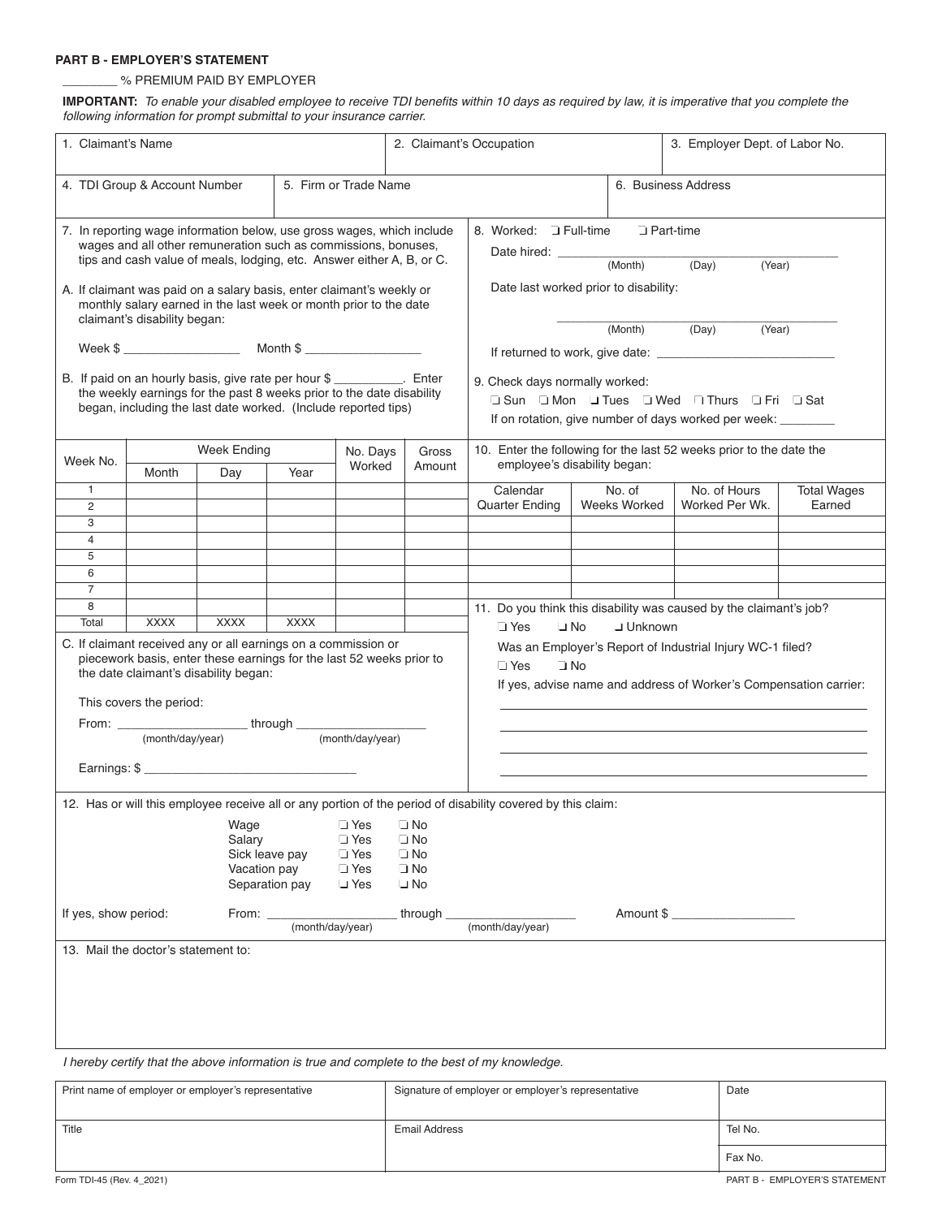## PART B - EMPLOYER'S STATEMENT

________ % PREMIUM PAID BY EMPLOYER

**IMPORTANT:** *To enable your disabled employee to receive TDI benefits within 10 days as required by law, it is imperative that you complete the following information for prompt submittal to your insurance carrier.*

| 1. Claimant's Name | 2. Claimant's Occupation | 3. Employer Dept. of Labor No. |
|---|---|---|
| | | |

| 4. TDI Group & Account Number | 5. Firm or Trade Name | 6. Business Address |
|---|---|---|
| | | |

7. In reporting wage information below, use gross wages, which include wages and all other remuneration such as commissions, bonuses, tips and cash value of meals, lodging, etc. Answer either A, B, or C.

A. If claimant was paid on a salary basis, enter claimant's weekly or monthly salary earned in the last week or month prior to the date claimant's disability began:

Week $ ________________ Month $ ________________

B. If paid on an hourly basis, give rate per hour $ __________. Enter the weekly earnings for the past 8 weeks prior to the date disability began, including the last date worked. (Include reported tips)

| Week No. | Week Ending Month | Day | Year | No. Days Worked | Gross Amount |
|---|---|---|---|---|---|
| 1 | | | | | |
| 2 | | | | | |
| 3 | | | | | |
| 4 | | | | | |
| 5 | | | | | |
| 6 | | | | | |
| 7 | | | | | |
| 8 | | | | | |
| Total | XXXX | XXXX | XXXX | | |

C. If claimant received any or all earnings on a commission or piecework basis, enter these earnings for the last 52 weeks prior to the date claimant's disability began:

This covers the period:

From: __________________ through __________________
(month/day/year) (month/day/year)

Earnings: $ ______________________________

8. Worked: ❑ Full-time ❑ Part-time

Date hired: ______________________________
(Month) (Day) (Year)

Date last worked prior to disability:

______________________________
(Month) (Day) (Year)

If returned to work, give date: __________________________

9. Check days normally worked:

❑ Sun ❑ Mon ❑ Tues ❑ Wed ❑ Thurs ❑ Fri ❑ Sat

If on rotation, give number of days worked per week: ________

10. Enter the following for the last 52 weeks prior to the date the employee's disability began:

| Calendar Quarter Ending | No. of Weeks Worked | No. of Hours Worked Per Wk. | Total Wages Earned |
|---|---|---|---|
| | | | |
| | | | |
| | | | |
| | | | |

11. Do you think this disability was caused by the claimant's job?

❑ Yes ❑ No ❑ Unknown

Was an Employer's Report of Industrial Injury WC-1 filed?

❑ Yes ❑ No

If yes, advise name and address of Worker's Compensation carrier:

______________________________________________

______________________________________________

______________________________________________

______________________________________________

12. Has or will this employee receive all or any portion of the period of disability covered by this claim:

| | | |
|---|---|---|
| Wage | ❑ Yes | ❑ No |
| Salary | ❑ Yes | ❑ No |
| Sick leave pay | ❑ Yes | ❑ No |
| Vacation pay | ❑ Yes | ❑ No |
| Separation pay | ❑ Yes | ❑ No |

If yes, show period: From: __________________ through __________________ Amount $ _________________
(month/day/year) (month/day/year)

13. Mail the doctor's statement to:

*I hereby certify that the above information is true and complete to the best of my knowledge.*

| Print name of employer or employer's representative | Signature of employer or employer's representative | Date |
|---|---|---|
| Title | Email Address | Tel No. |
| | | Fax No. |

Form TDI-45 (Rev. 4_2021)

PART B - EMPLOYER'S STATEMENT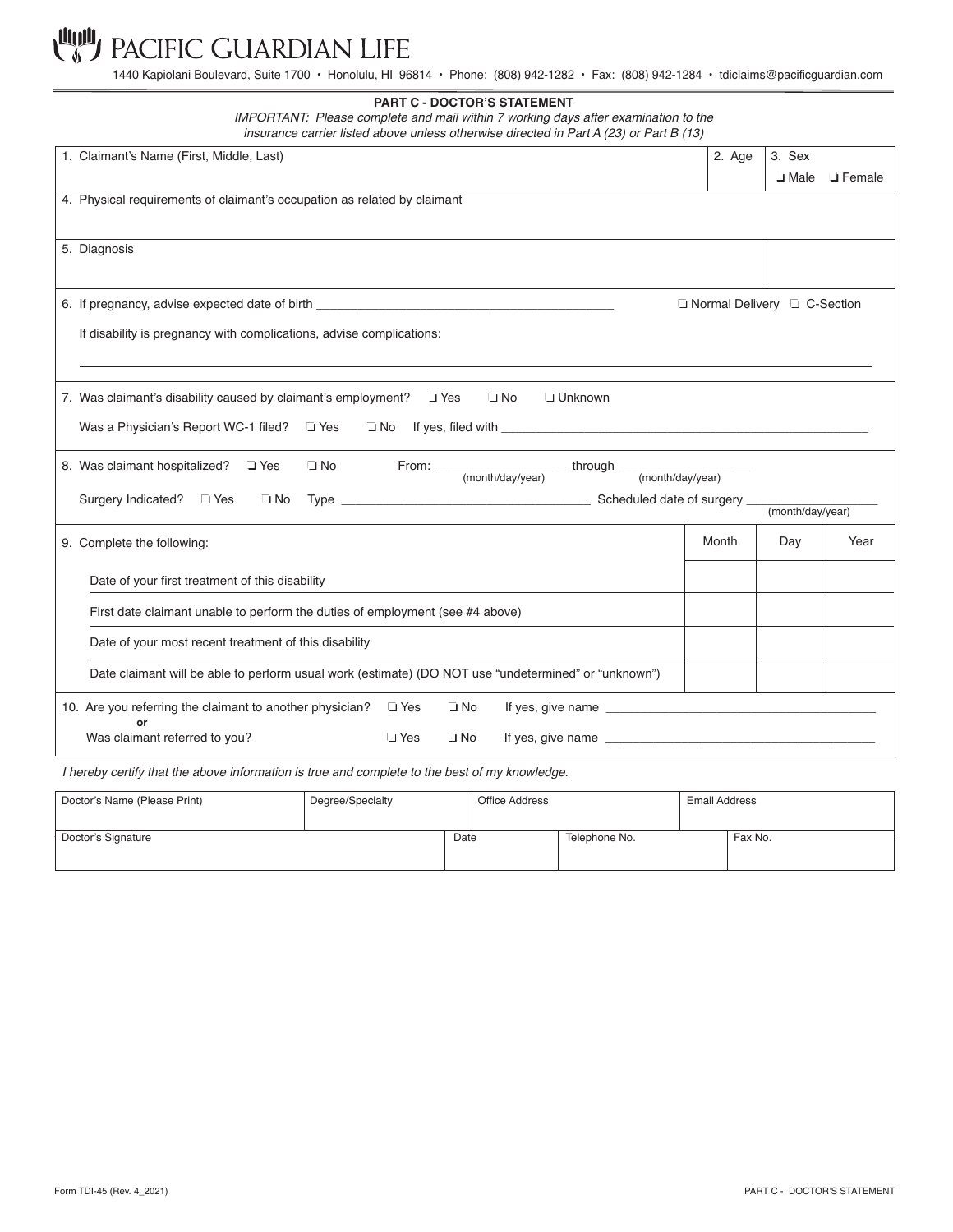# PACIFIC GUARDIAN LIFE

1440 Kapiolani Boulevard, Suite 1700 • Honolulu, HI 96814 • Phone: (808) 942-1282 • Fax: (808) 942-1284 • tdiclaims@pacificguardian.com

## PART C - DOCTOR'S STATEMENT

*IMPORTANT: Please complete and mail within 7 working days after examination to the insurance carrier listed above unless otherwise directed in Part A (23) or Part B (13)*

| 1. Claimant's Name (First, Middle, Last) | 2. Age | 3. Sex ❑ Male ❑ Female |
|---|---|---|

4. Physical requirements of claimant's occupation as related by claimant

5. Diagnosis

6. If pregnancy, advise expected date of birth ________________ ❑ Normal Delivery ❑ C-Section

If disability is pregnancy with complications, advise complications:

_______________________________________________

7. Was claimant's disability caused by claimant's employment? ❑ Yes ❑ No ❑ Unknown

Was a Physician's Report WC-1 filed? ❑ Yes ❑ No If yes, filed with ________________

8. Was claimant hospitalized? ❑ Yes ❑ No From: ________ (month/day/year) through ________ (month/day/year)

Surgery Indicated? ❑ Yes ❑ No Type ________________ Scheduled date of surgery ________ (month/day/year)

| 9. Complete the following: | Month | Day | Year |
|---|---|---|---|
| Date of your first treatment of this disability | | | |
| First date claimant unable to perform the duties of employment (see #4 above) | | | |
| Date of your most recent treatment of this disability | | | |
| Date claimant will be able to perform usual work (estimate) (DO NOT use "undetermined" or "unknown") | | | |

10. Are you referring the claimant to another physician? ❑ Yes ❑ No If yes, give name ________________

**or**

Was claimant referred to you? ❑ Yes ❑ No If yes, give name ________________

*I hereby certify that the above information is true and complete to the best of my knowledge.*

| Doctor's Name (Please Print) | Degree/Specialty | Office Address | Email Address |
|---|---|---|---|
| | | | |

| Doctor's Signature | Date | Telephone No. | Fax No. |
|---|---|---|---|
| | | | |

Form TDI-45 (Rev. 4_2021)